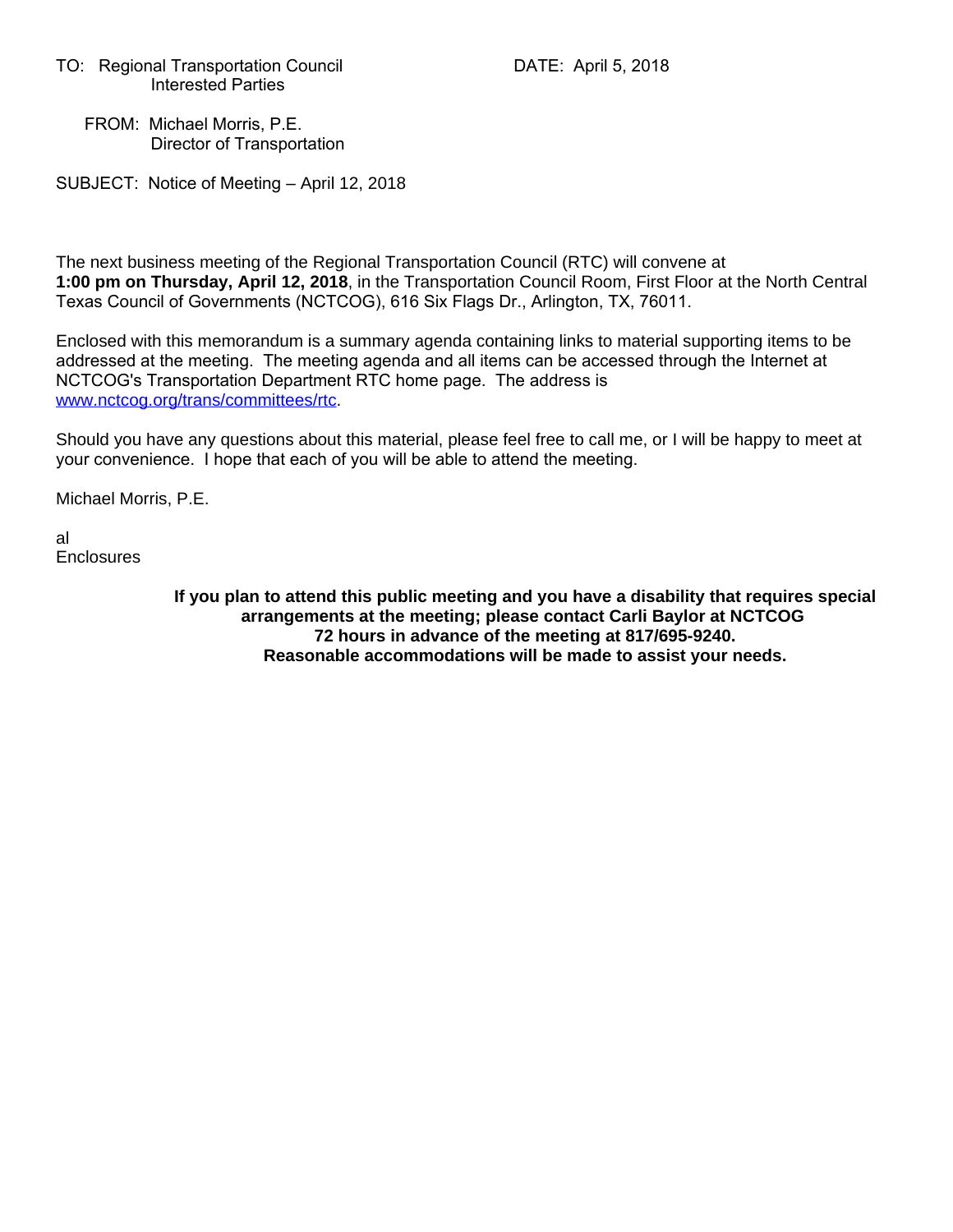TO: Regional Transportation Council
Interested Parties

DATE: April 5, 2018

FROM: Michael Morris, P.E.
Director of Transportation

SUBJECT: Notice of Meeting – April 12, 2018

The next business meeting of the Regional Transportation Council (RTC) will convene at **1:00 pm on Thursday, April 12, 2018**, in the Transportation Council Room, First Floor at the North Central Texas Council of Governments (NCTCOG), 616 Six Flags Dr., Arlington, TX, 76011.

Enclosed with this memorandum is a summary agenda containing links to material supporting items to be addressed at the meeting. The meeting agenda and all items can be accessed through the Internet at NCTCOG's Transportation Department RTC home page. The address is [www.nctcog.org/trans/committees/rtc](http://www.nctcog.org/trans/committees/rtc).

Should you have any questions about this material, please feel free to call me, or I will be happy to meet at your convenience. I hope that each of you will be able to attend the meeting.

Michael Morris, P.E.

al
Enclosures

**If you plan to attend this public meeting and you have a disability that requires special arrangements at the meeting; please contact Carli Baylor at NCTCOG 72 hours in advance of the meeting at 817/695-9240. Reasonable accommodations will be made to assist your needs.**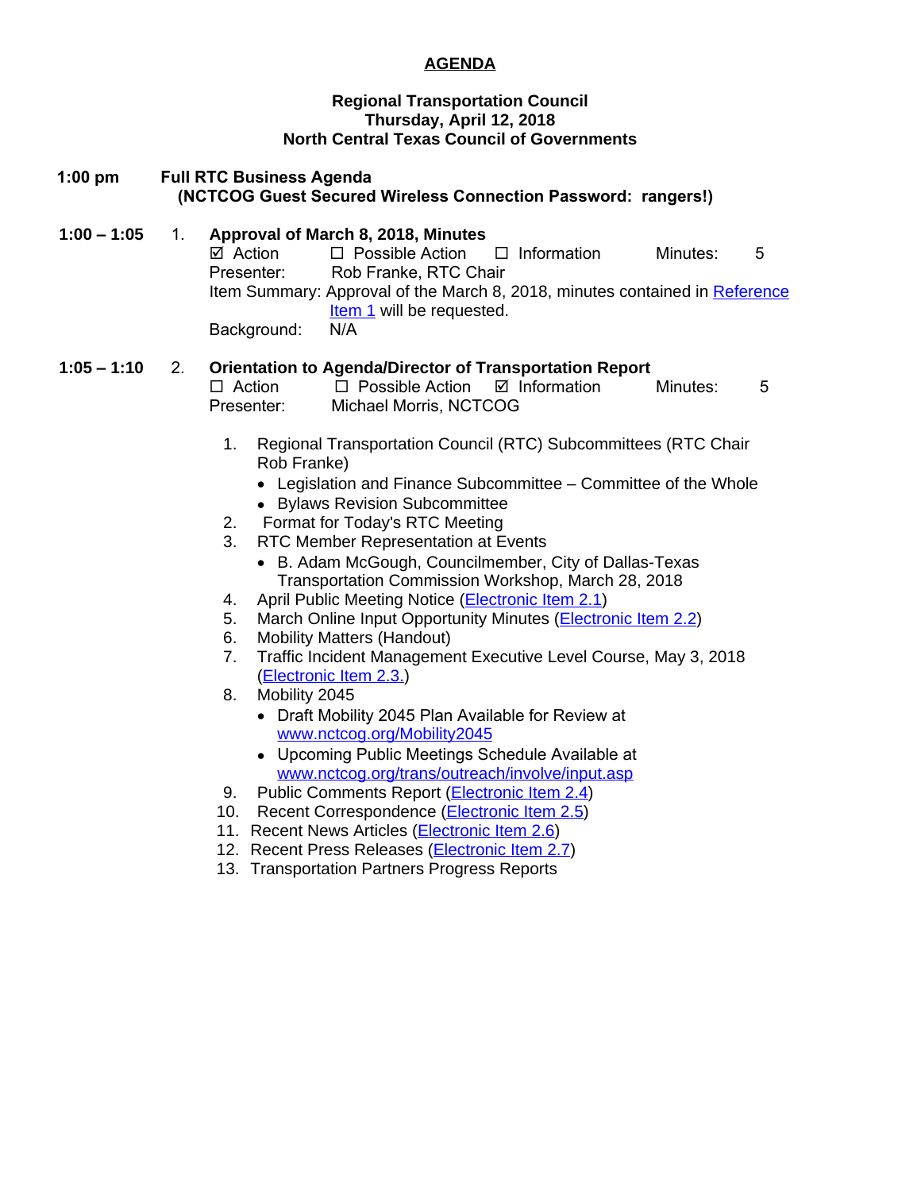# AGENDA

**Regional Transportation Council**
**Thursday, April 12, 2018**
**North Central Texas Council of Governments**

**1:00 pm Full RTC Business Agenda**
**(NCTCOG Guest Secured Wireless Connection Password: rangers!)**

**1:00 – 1:05** 1. **Approval of March 8, 2018, Minutes**

☑ Action ☐ Possible Action ☐ Information Minutes: 5

Presenter: Rob Franke, RTC Chair

Item Summary: Approval of the March 8, 2018, minutes contained in Reference Item 1 will be requested.

Background: N/A

**1:05 – 1:10** 2. **Orientation to Agenda/Director of Transportation Report**

☐ Action ☐ Possible Action ☑ Information Minutes: 5

Presenter: Michael Morris, NCTCOG

1. Regional Transportation Council (RTC) Subcommittees (RTC Chair Rob Franke)
   - Legislation and Finance Subcommittee – Committee of the Whole
   - Bylaws Revision Subcommittee
2. Format for Today's RTC Meeting
3. RTC Member Representation at Events
   - B. Adam McGough, Councilmember, City of Dallas-Texas Transportation Commission Workshop, March 28, 2018
4. April Public Meeting Notice (Electronic Item 2.1)
5. March Online Input Opportunity Minutes (Electronic Item 2.2)
6. Mobility Matters (Handout)
7. Traffic Incident Management Executive Level Course, May 3, 2018 (Electronic Item 2.3.)
8. Mobility 2045
   - Draft Mobility 2045 Plan Available for Review at www.nctcog.org/Mobility2045
   - Upcoming Public Meetings Schedule Available at www.nctcog.org/trans/outreach/involve/input.asp
9. Public Comments Report (Electronic Item 2.4)
10. Recent Correspondence (Electronic Item 2.5)
11. Recent News Articles (Electronic Item 2.6)
12. Recent Press Releases (Electronic Item 2.7)
13. Transportation Partners Progress Reports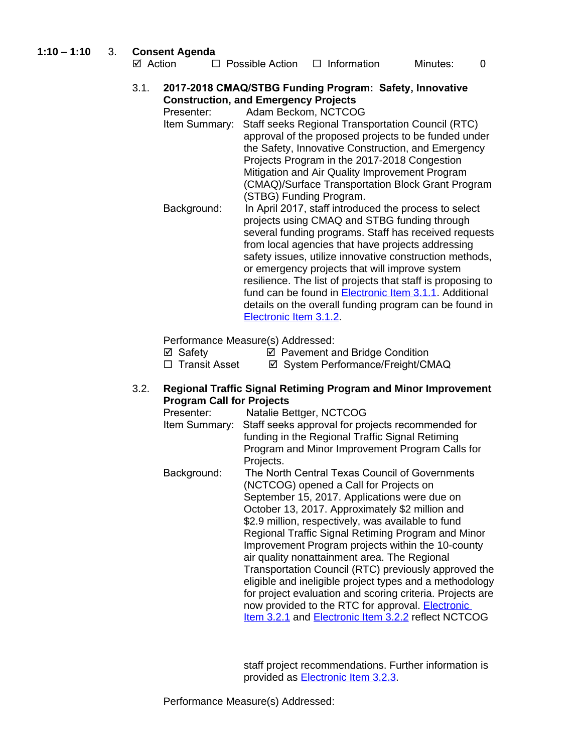**1:10 – 1:10** 3. **Consent Agenda**

☑ Action ☐ Possible Action ☐ Information Minutes: 0

3.1. **2017-2018 CMAQ/STBG Funding Program: Safety, Innovative Construction, and Emergency Projects**

Presenter: Adam Beckom, NCTCOG

Item Summary: Staff seeks Regional Transportation Council (RTC) approval of the proposed projects to be funded under the Safety, Innovative Construction, and Emergency Projects Program in the 2017-2018 Congestion Mitigation and Air Quality Improvement Program (CMAQ)/Surface Transportation Block Grant Program (STBG) Funding Program.

Background: In April 2017, staff introduced the process to select projects using CMAQ and STBG funding through several funding programs. Staff has received requests from local agencies that have projects addressing safety issues, utilize innovative construction methods, or emergency projects that will improve system resilience. The list of projects that staff is proposing to fund can be found in Electronic Item 3.1.1. Additional details on the overall funding program can be found in Electronic Item 3.1.2.

Performance Measure(s) Addressed:

☑ Safety ☑ Pavement and Bridge Condition

☐ Transit Asset ☑ System Performance/Freight/CMAQ

3.2. **Regional Traffic Signal Retiming Program and Minor Improvement Program Call for Projects**

Presenter: Natalie Bettger, NCTCOG

Item Summary: Staff seeks approval for projects recommended for funding in the Regional Traffic Signal Retiming Program and Minor Improvement Program Calls for Projects.

Background: The North Central Texas Council of Governments (NCTCOG) opened a Call for Projects on September 15, 2017. Applications were due on October 13, 2017. Approximately $2 million and $2.9 million, respectively, was available to fund Regional Traffic Signal Retiming Program and Minor Improvement Program projects within the 10-county air quality nonattainment area. The Regional Transportation Council (RTC) previously approved the eligible and ineligible project types and a methodology for project evaluation and scoring criteria. Projects are now provided to the RTC for approval. Electronic Item 3.2.1 and Electronic Item 3.2.2 reflect NCTCOG staff project recommendations. Further information is provided as Electronic Item 3.2.3.

Performance Measure(s) Addressed: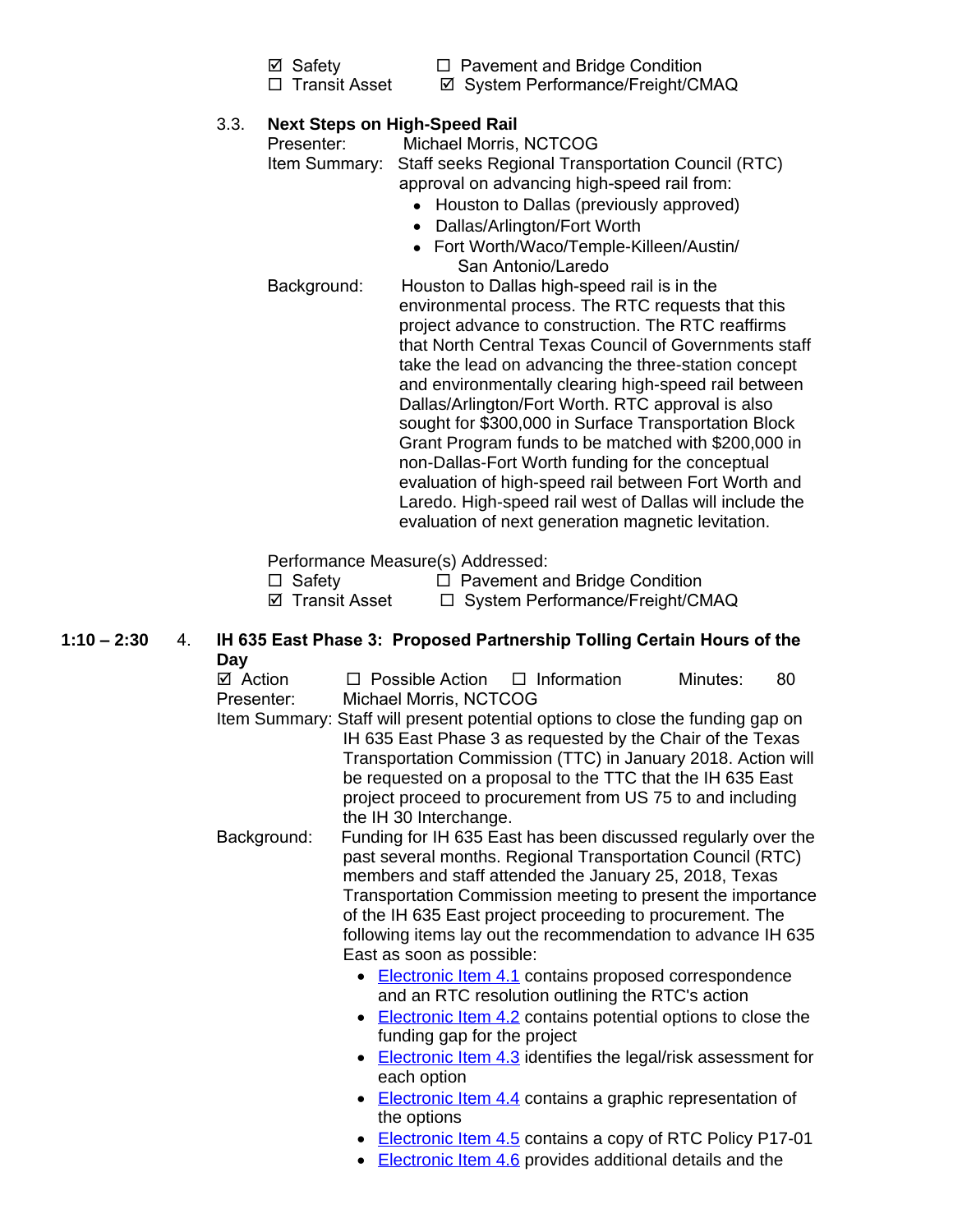☑ Safety ☐ Pavement and Bridge Condition
☐ Transit Asset ☑ System Performance/Freight/CMAQ

3.3. **Next Steps on High-Speed Rail**

Presenter: Michael Morris, NCTCOG

Item Summary: Staff seeks Regional Transportation Council (RTC) approval on advancing high-speed rail from:

- Houston to Dallas (previously approved)
- Dallas/Arlington/Fort Worth
- Fort Worth/Waco/Temple-Killeen/Austin/San Antonio/Laredo

Background: Houston to Dallas high-speed rail is in the environmental process. The RTC requests that this project advance to construction. The RTC reaffirms that North Central Texas Council of Governments staff take the lead on advancing the three-station concept and environmentally clearing high-speed rail between Dallas/Arlington/Fort Worth. RTC approval is also sought for $300,000 in Surface Transportation Block Grant Program funds to be matched with $200,000 in non-Dallas-Fort Worth funding for the conceptual evaluation of high-speed rail between Fort Worth and Laredo. High-speed rail west of Dallas will include the evaluation of next generation magnetic levitation.

Performance Measure(s) Addressed:

☐ Safety ☐ Pavement and Bridge Condition
☑ Transit Asset ☐ System Performance/Freight/CMAQ

**1:10 – 2:30** 4. **IH 635 East Phase 3: Proposed Partnership Tolling Certain Hours of the Day**

☑ Action ☐ Possible Action ☐ Information Minutes: 80

Presenter: Michael Morris, NCTCOG

Item Summary: Staff will present potential options to close the funding gap on IH 635 East Phase 3 as requested by the Chair of the Texas Transportation Commission (TTC) in January 2018. Action will be requested on a proposal to the TTC that the IH 635 East project proceed to procurement from US 75 to and including the IH 30 Interchange.

Background: Funding for IH 635 East has been discussed regularly over the past several months. Regional Transportation Council (RTC) members and staff attended the January 25, 2018, Texas Transportation Commission meeting to present the importance of the IH 635 East project proceeding to procurement. The following items lay out the recommendation to advance IH 635 East as soon as possible:

- Electronic Item 4.1 contains proposed correspondence and an RTC resolution outlining the RTC's action
- Electronic Item 4.2 contains potential options to close the funding gap for the project
- Electronic Item 4.3 identifies the legal/risk assessment for each option
- Electronic Item 4.4 contains a graphic representation of the options
- Electronic Item 4.5 contains a copy of RTC Policy P17-01
- Electronic Item 4.6 provides additional details and the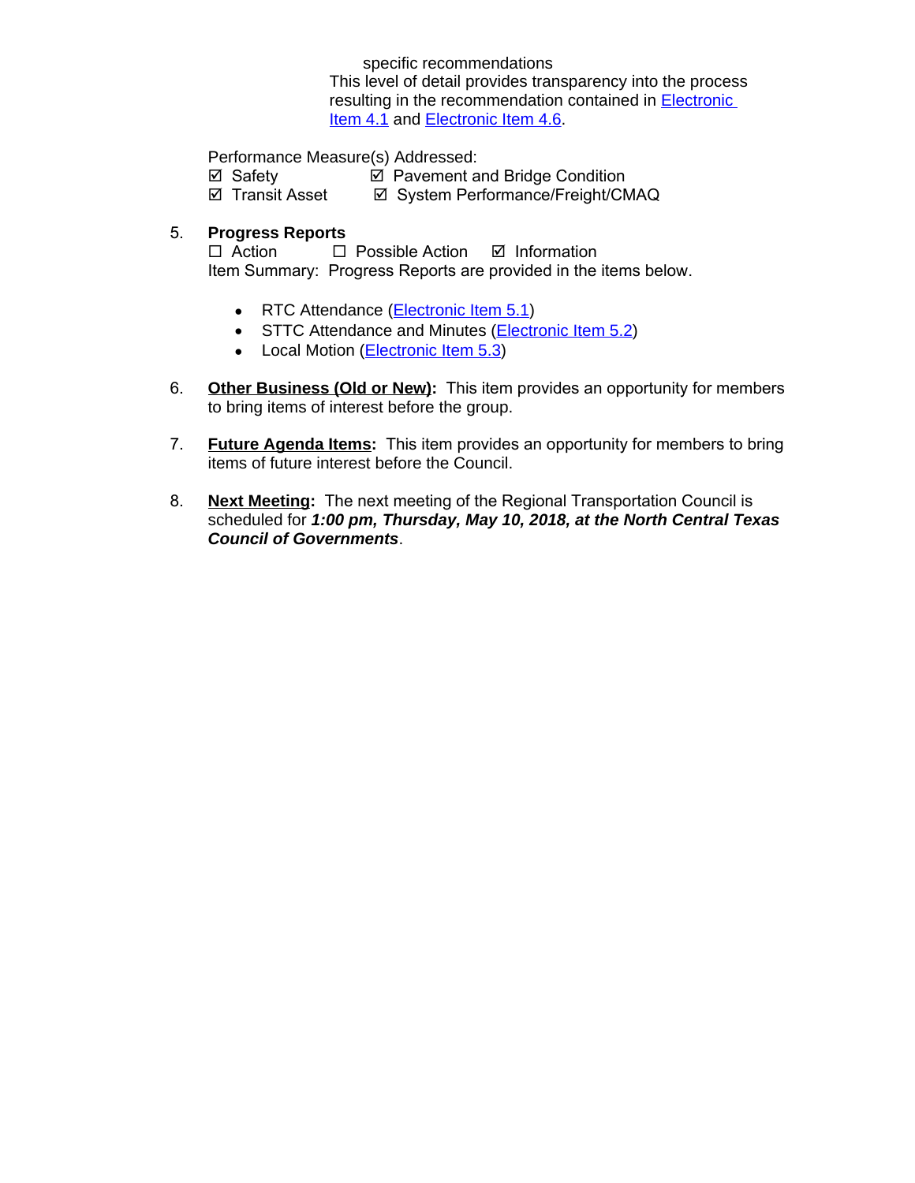specific recommendations

This level of detail provides transparency into the process resulting in the recommendation contained in Electronic Item 4.1 and Electronic Item 4.6.

Performance Measure(s) Addressed:
☑ Safety ☑ Pavement and Bridge Condition
☑ Transit Asset ☑ System Performance/Freight/CMAQ

5. **Progress Reports**
☐ Action ☐ Possible Action ☑ Information
Item Summary: Progress Reports are provided in the items below.

- RTC Attendance (Electronic Item 5.1)
- STTC Attendance and Minutes (Electronic Item 5.2)
- Local Motion (Electronic Item 5.3)

6. **Other Business (Old or New):** This item provides an opportunity for members to bring items of interest before the group.

7. **Future Agenda Items:** This item provides an opportunity for members to bring items of future interest before the Council.

8. **Next Meeting:** The next meeting of the Regional Transportation Council is scheduled for ***1:00 pm, Thursday, May 10, 2018, at the North Central Texas Council of Governments***.